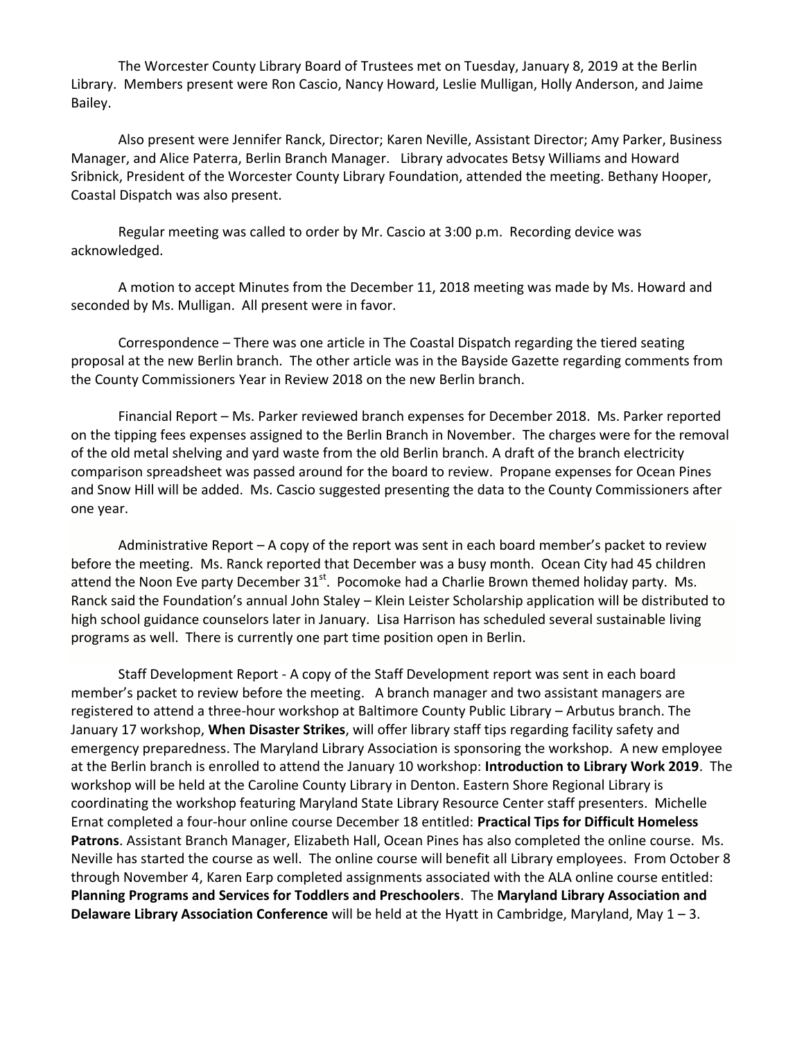The Worcester County Library Board of Trustees met on Tuesday, January 8, 2019 at the Berlin Library. Members present were Ron Cascio, Nancy Howard, Leslie Mulligan, Holly Anderson, and Jaime Bailey.

Also present were Jennifer Ranck, Director; Karen Neville, Assistant Director; Amy Parker, Business Manager, and Alice Paterra, Berlin Branch Manager. Library advocates Betsy Williams and Howard Sribnick, President of the Worcester County Library Foundation, attended the meeting. Bethany Hooper, Coastal Dispatch was also present.

Regular meeting was called to order by Mr. Cascio at 3:00 p.m. Recording device was acknowledged.

A motion to accept Minutes from the December 11, 2018 meeting was made by Ms. Howard and seconded by Ms. Mulligan. All present were in favor.

Correspondence – There was one article in The Coastal Dispatch regarding the tiered seating proposal at the new Berlin branch. The other article was in the Bayside Gazette regarding comments from the County Commissioners Year in Review 2018 on the new Berlin branch.

Financial Report – Ms. Parker reviewed branch expenses for December 2018. Ms. Parker reported on the tipping fees expenses assigned to the Berlin Branch in November. The charges were for the removal of the old metal shelving and yard waste from the old Berlin branch. A draft of the branch electricity comparison spreadsheet was passed around for the board to review. Propane expenses for Ocean Pines and Snow Hill will be added. Ms. Cascio suggested presenting the data to the County Commissioners after one year.

Administrative Report – A copy of the report was sent in each board member's packet to review before the meeting. Ms. Ranck reported that December was a busy month. Ocean City had 45 children attend the Noon Eve party December 31st. Pocomoke had a Charlie Brown themed holiday party. Ms. Ranck said the Foundation's annual John Staley – Klein Leister Scholarship application will be distributed to high school guidance counselors later in January. Lisa Harrison has scheduled several sustainable living programs as well. There is currently one part time position open in Berlin.

Staff Development Report - A copy of the Staff Development report was sent in each board member's packet to review before the meeting. A branch manager and two assistant managers are registered to attend a three-hour workshop at Baltimore County Public Library – Arbutus branch. The January 17 workshop, **When Disaster Strikes**, will offer library staff tips regarding facility safety and emergency preparedness. The Maryland Library Association is sponsoring the workshop. A new employee at the Berlin branch is enrolled to attend the January 10 workshop: **Introduction to Library Work 2019**. The workshop will be held at the Caroline County Library in Denton. Eastern Shore Regional Library is coordinating the workshop featuring Maryland State Library Resource Center staff presenters. Michelle Ernat completed a four-hour online course December 18 entitled: **Practical Tips for Difficult Homeless Patrons**. Assistant Branch Manager, Elizabeth Hall, Ocean Pines has also completed the online course. Ms. Neville has started the course as well. The online course will benefit all Library employees. From October 8 through November 4, Karen Earp completed assignments associated with the ALA online course entitled: **Planning Programs and Services for Toddlers and Preschoolers**. The **Maryland Library Association and Delaware Library Association Conference** will be held at the Hyatt in Cambridge, Maryland, May 1 – 3.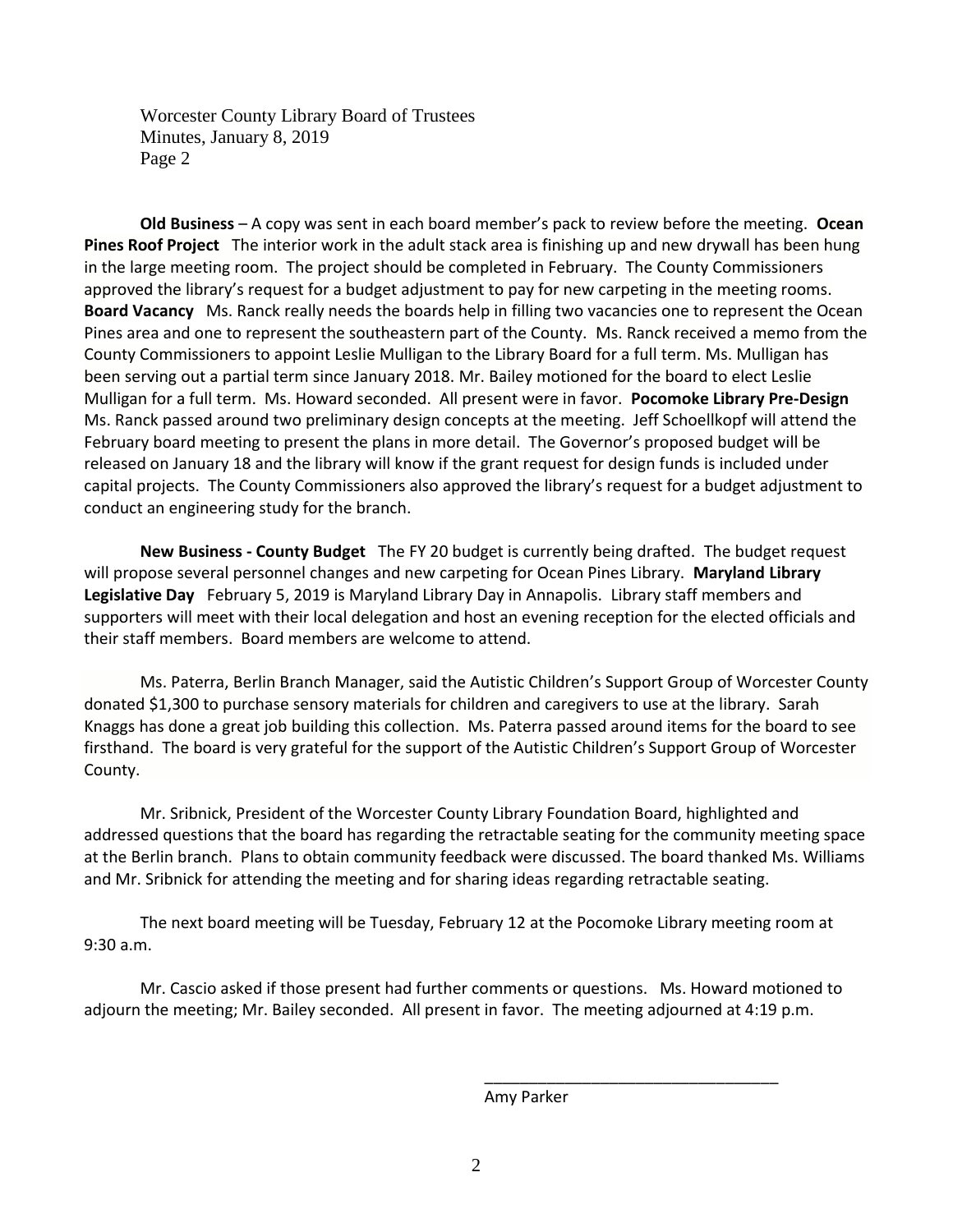**Old Business** – A copy was sent in each board member's pack to review before the meeting. **Ocean Pines Roof Project** The interior work in the adult stack area is finishing up and new drywall has been hung in the large meeting room. The project should be completed in February. The County Commissioners approved the library's request for a budget adjustment to pay for new carpeting in the meeting rooms. **Board Vacancy** Ms. Ranck really needs the boards help in filling two vacancies one to represent the Ocean Pines area and one to represent the southeastern part of the County. Ms. Ranck received a memo from the County Commissioners to appoint Leslie Mulligan to the Library Board for a full term. Ms. Mulligan has been serving out a partial term since January 2018. Mr. Bailey motioned for the board to elect Leslie Mulligan for a full term. Ms. Howard seconded. All present were in favor. **Pocomoke Library Pre-Design** Ms. Ranck passed around two preliminary design concepts at the meeting. Jeff Schoellkopf will attend the February board meeting to present the plans in more detail. The Governor's proposed budget will be released on January 18 and the library will know if the grant request for design funds is included under capital projects. The County Commissioners also approved the library's request for a budget adjustment to conduct an engineering study for the branch.

**New Business - County Budget** The FY 20 budget is currently being drafted. The budget request will propose several personnel changes and new carpeting for Ocean Pines Library. **Maryland Library Legislative Day** February 5, 2019 is Maryland Library Day in Annapolis. Library staff members and supporters will meet with their local delegation and host an evening reception for the elected officials and their staff members. Board members are welcome to attend.

Ms. Paterra, Berlin Branch Manager, said the Autistic Children's Support Group of Worcester County donated $1,300 to purchase sensory materials for children and caregivers to use at the library. Sarah Knaggs has done a great job building this collection. Ms. Paterra passed around items for the board to see firsthand. The board is very grateful for the support of the Autistic Children's Support Group of Worcester County.

Mr. Sribnick, President of the Worcester County Library Foundation Board, highlighted and addressed questions that the board has regarding the retractable seating for the community meeting space at the Berlin branch. Plans to obtain community feedback were discussed. The board thanked Ms. Williams and Mr. Sribnick for attending the meeting and for sharing ideas regarding retractable seating.

The next board meeting will be Tuesday, February 12 at the Pocomoke Library meeting room at 9:30 a.m.

Mr. Cascio asked if those present had further comments or questions. Ms. Howard motioned to adjourn the meeting; Mr. Bailey seconded. All present in favor. The meeting adjourned at 4:19 p.m.

\_\_\_\_\_\_\_\_\_\_\_\_\_\_\_\_\_\_\_\_\_\_\_\_\_\_\_\_\_\_\_\_\_

Amy Parker